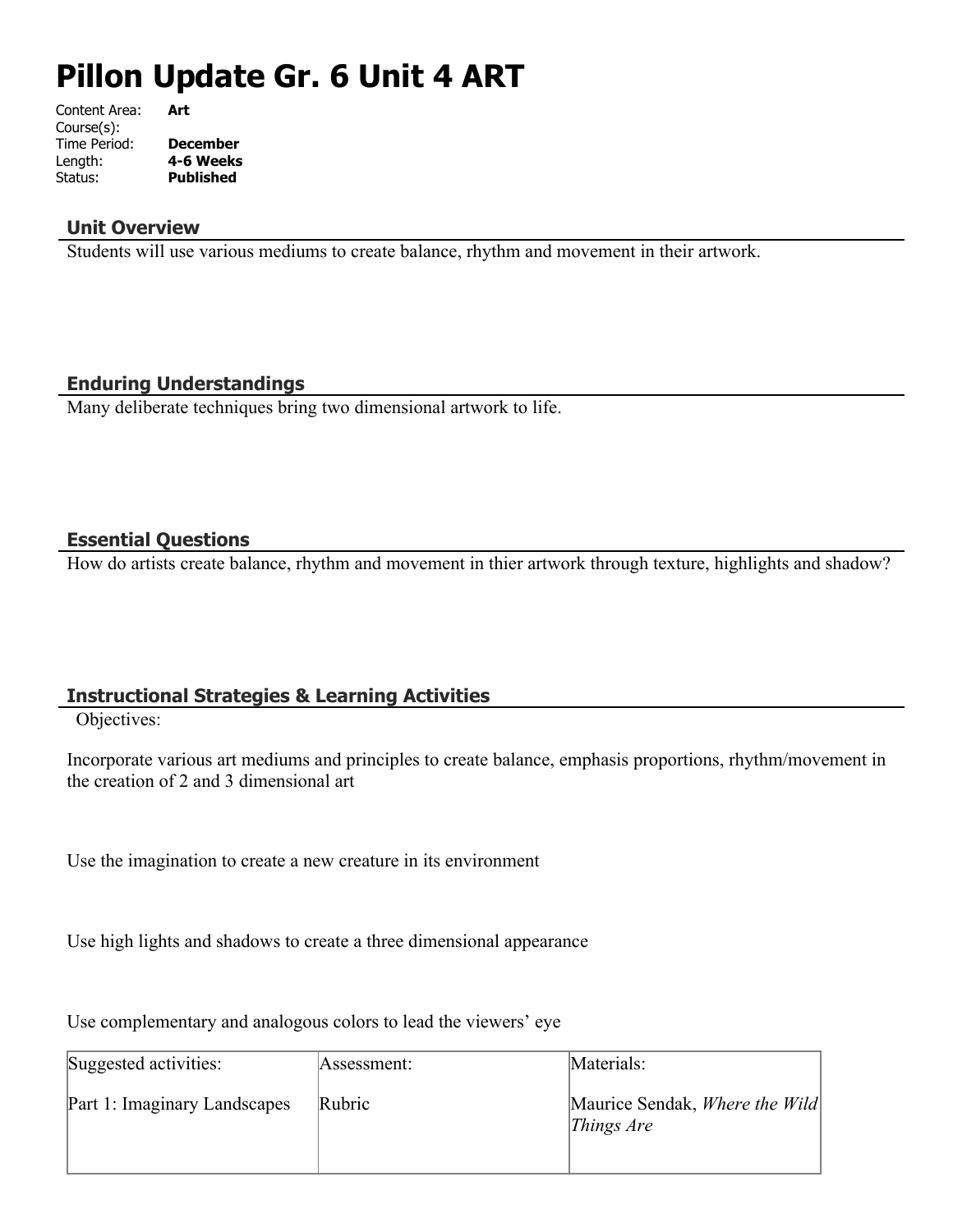# Pillon Update Gr. 6 Unit 4 ART

| | |
|---|---|
| Content Area: | **Art** |
| Course(s): | |
| Time Period: | **December** |
| Length: | **4-6 Weeks** |
| Status: | **Published** |

## Unit Overview

Students will use various mediums to create balance, rhythm and movement in their artwork.

## Enduring Understandings

Many deliberate techniques bring two dimensional artwork to life.

## Essential Questions

How do artists create balance, rhythm and movement in thier artwork through texture, highlights and shadow?

## Instructional Strategies & Learning Activities

Objectives:

Incorporate various art mediums and principles to create balance, emphasis proportions, rhythm/movement in the creation of 2 and 3 dimensional art

Use the imagination to create a new creature in its environment

Use high lights and shadows to create a three dimensional appearance

Use complementary and analogous colors to lead the viewers' eye

| Suggested activities: | Assessment: | Materials: |
|---|---|---|
| Part 1: Imaginary Landscapes | Rubric | Maurice Sendak, *Where the Wild Things Are* |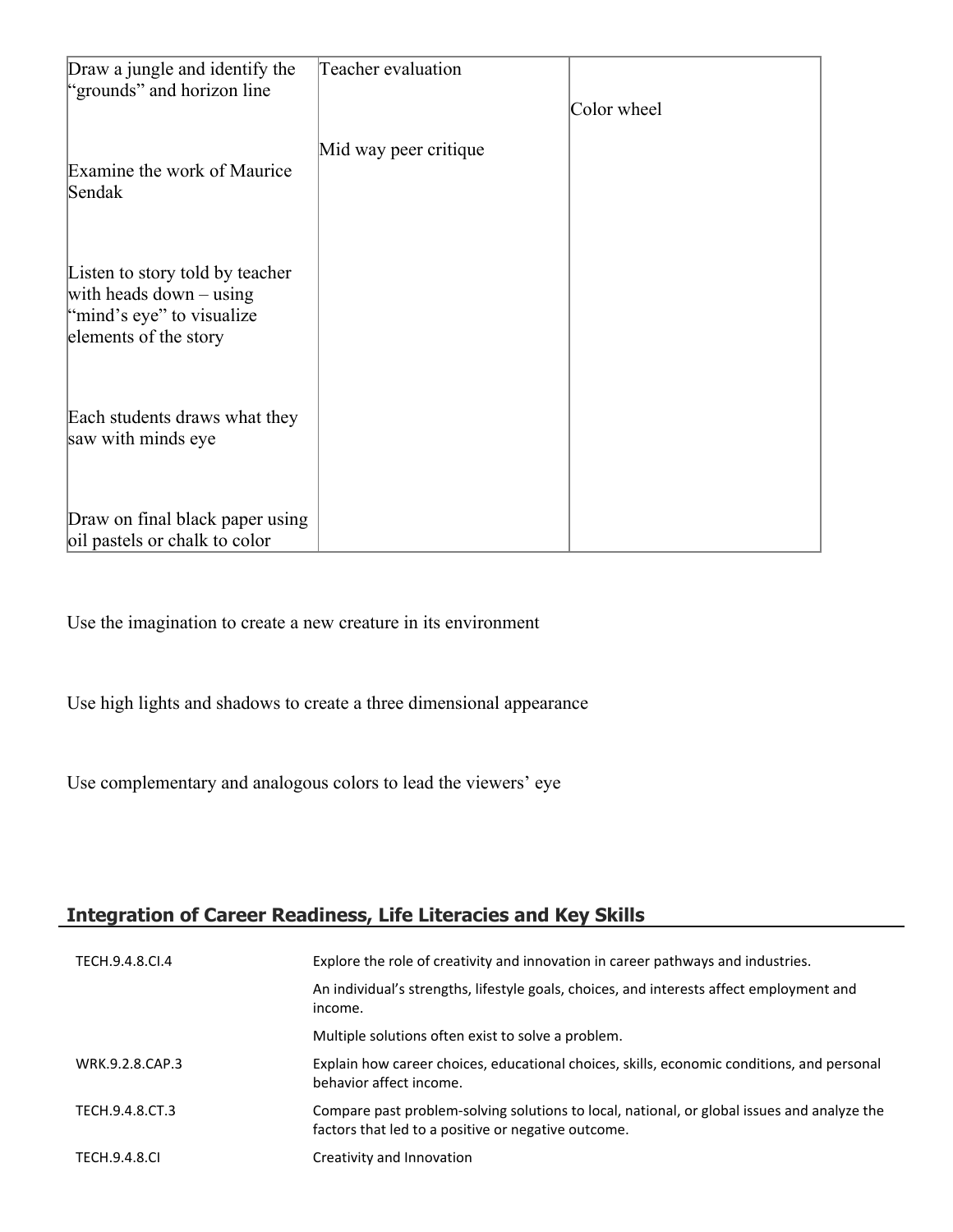| Draw a jungle and identify the "grounds" and horizon line<br><br>Examine the work of Maurice Sendak<br><br>Listen to story told by teacher with heads down – using "mind's eye" to visualize elements of the story<br><br>Each students draws what they saw with minds eye<br><br>Draw on final black paper using oil pastels or chalk to color | Teacher evaluation<br><br>Mid way peer critique | Color wheel |
|---|---|---|

Use the imagination to create a new creature in its environment

Use high lights and shadows to create a three dimensional appearance

Use complementary and analogous colors to lead the viewers' eye

## Integration of Career Readiness, Life Literacies and Key Skills

| | |
|---|---|
| TECH.9.4.8.CI.4 | Explore the role of creativity and innovation in career pathways and industries. |
| | An individual's strengths, lifestyle goals, choices, and interests affect employment and income. |
| | Multiple solutions often exist to solve a problem. |
| WRK.9.2.8.CAP.3 | Explain how career choices, educational choices, skills, economic conditions, and personal behavior affect income. |
| TECH.9.4.8.CT.3 | Compare past problem-solving solutions to local, national, or global issues and analyze the factors that led to a positive or negative outcome. |
| TECH.9.4.8.CI | Creativity and Innovation |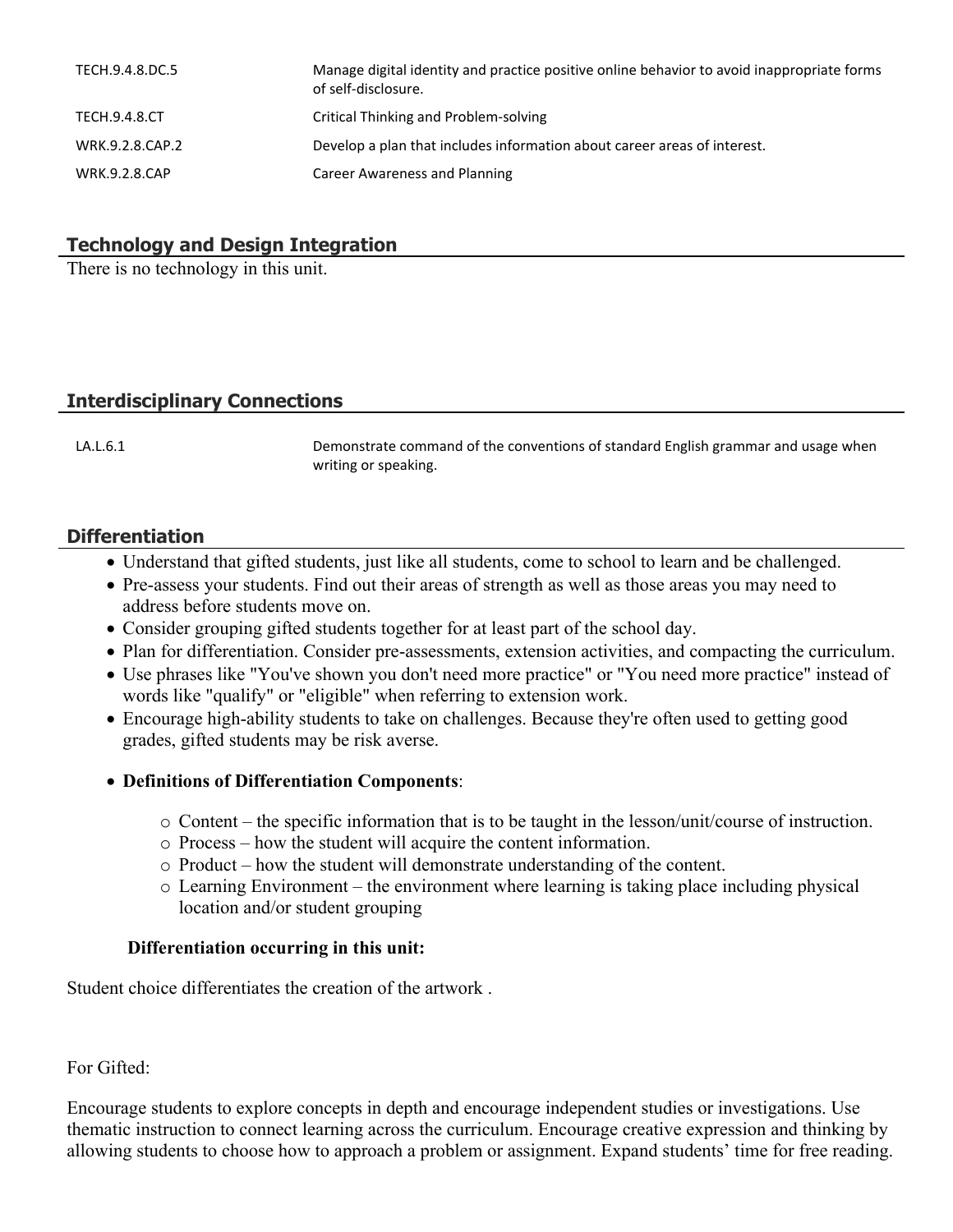| | |
|---|---|
| TECH.9.4.8.DC.5 | Manage digital identity and practice positive online behavior to avoid inappropriate forms of self-disclosure. |
| TECH.9.4.8.CT | Critical Thinking and Problem-solving |
| WRK.9.2.8.CAP.2 | Develop a plan that includes information about career areas of interest. |
| WRK.9.2.8.CAP | Career Awareness and Planning |

## Technology and Design Integration

There is no technology in this unit.

## Interdisciplinary Connections

| | |
|---|---|
| LA.L.6.1 | Demonstrate command of the conventions of standard English grammar and usage when writing or speaking. |

## Differentiation

- Understand that gifted students, just like all students, come to school to learn and be challenged.
- Pre-assess your students. Find out their areas of strength as well as those areas you may need to address before students move on.
- Consider grouping gifted students together for at least part of the school day.
- Plan for differentiation. Consider pre-assessments, extension activities, and compacting the curriculum.
- Use phrases like "You've shown you don't need more practice" or "You need more practice" instead of words like "qualify" or "eligible" when referring to extension work.
- Encourage high-ability students to take on challenges. Because they're often used to getting good grades, gifted students may be risk averse.
- **Definitions of Differentiation Components**:
  - Content – the specific information that is to be taught in the lesson/unit/course of instruction.
  - Process – how the student will acquire the content information.
  - Product – how the student will demonstrate understanding of the content.
  - Learning Environment – the environment where learning is taking place including physical location and/or student grouping

**Differentiation occurring in this unit:**

Student choice differentiates the creation of the artwork .

For Gifted:

Encourage students to explore concepts in depth and encourage independent studies or investigations. Use thematic instruction to connect learning across the curriculum. Encourage creative expression and thinking by allowing students to choose how to approach a problem or assignment. Expand students' time for free reading.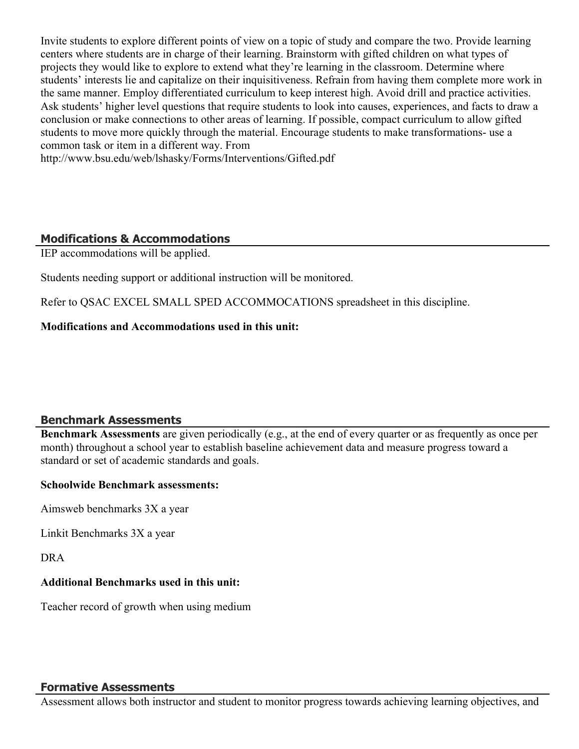Invite students to explore different points of view on a topic of study and compare the two. Provide learning centers where students are in charge of their learning. Brainstorm with gifted children on what types of projects they would like to explore to extend what they're learning in the classroom. Determine where students' interests lie and capitalize on their inquisitiveness. Refrain from having them complete more work in the same manner. Employ differentiated curriculum to keep interest high. Avoid drill and practice activities. Ask students' higher level questions that require students to look into causes, experiences, and facts to draw a conclusion or make connections to other areas of learning. If possible, compact curriculum to allow gifted students to move more quickly through the material. Encourage students to make transformations- use a common task or item in a different way. From http://www.bsu.edu/web/lshasky/Forms/Interventions/Gifted.pdf

## Modifications & Accommodations

IEP accommodations will be applied.

Students needing support or additional instruction will be monitored.

Refer to QSAC EXCEL SMALL SPED ACCOMMOCATIONS spreadsheet in this discipline.

**Modifications and Accommodations used in this unit:**

## Benchmark Assessments

**Benchmark Assessments** are given periodically (e.g., at the end of every quarter or as frequently as once per month) throughout a school year to establish baseline achievement data and measure progress toward a standard or set of academic standards and goals.

**Schoolwide Benchmark assessments:**

Aimsweb benchmarks 3X a year

Linkit Benchmarks 3X a year

DRA

**Additional Benchmarks used in this unit:**

Teacher record of growth when using medium

## Formative Assessments

Assessment allows both instructor and student to monitor progress towards achieving learning objectives, and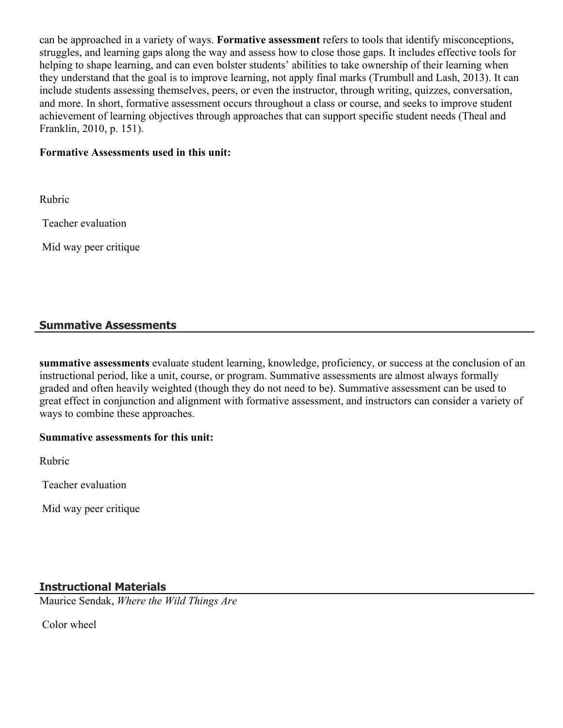can be approached in a variety of ways. **Formative assessment** refers to tools that identify misconceptions, struggles, and learning gaps along the way and assess how to close those gaps. It includes effective tools for helping to shape learning, and can even bolster students' abilities to take ownership of their learning when they understand that the goal is to improve learning, not apply final marks (Trumbull and Lash, 2013). It can include students assessing themselves, peers, or even the instructor, through writing, quizzes, conversation, and more. In short, formative assessment occurs throughout a class or course, and seeks to improve student achievement of learning objectives through approaches that can support specific student needs (Theal and Franklin, 2010, p. 151).

**Formative Assessments used in this unit:**

Rubric

Teacher evaluation

Mid way peer critique

## Summative Assessments

**summative assessments** evaluate student learning, knowledge, proficiency, or success at the conclusion of an instructional period, like a unit, course, or program. Summative assessments are almost always formally graded and often heavily weighted (though they do not need to be). Summative assessment can be used to great effect in conjunction and alignment with formative assessment, and instructors can consider a variety of ways to combine these approaches.

**Summative assessments for this unit:**

Rubric

Teacher evaluation

Mid way peer critique

## Instructional Materials

Maurice Sendak, *Where the Wild Things Are*

Color wheel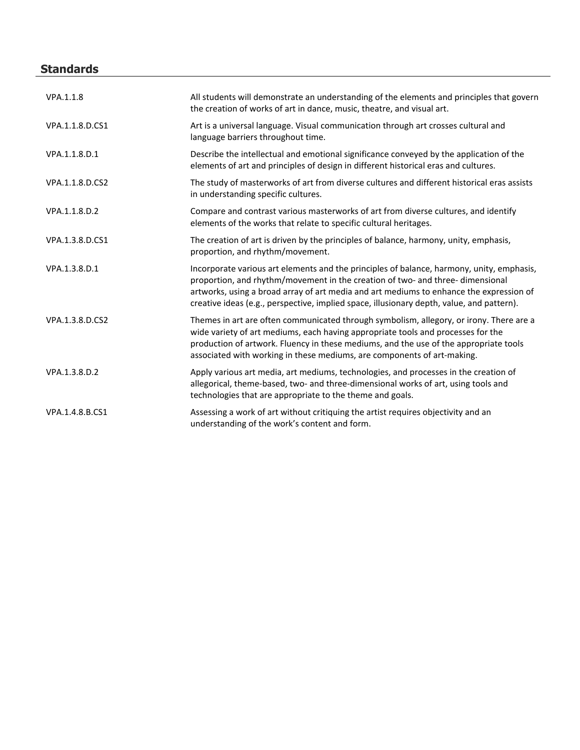## Standards

| | |
|---|---|
| VPA.1.1.8 | All students will demonstrate an understanding of the elements and principles that govern the creation of works of art in dance, music, theatre, and visual art. |
| VPA.1.1.8.D.CS1 | Art is a universal language. Visual communication through art crosses cultural and language barriers throughout time. |
| VPA.1.1.8.D.1 | Describe the intellectual and emotional significance conveyed by the application of the elements of art and principles of design in different historical eras and cultures. |
| VPA.1.1.8.D.CS2 | The study of masterworks of art from diverse cultures and different historical eras assists in understanding specific cultures. |
| VPA.1.1.8.D.2 | Compare and contrast various masterworks of art from diverse cultures, and identify elements of the works that relate to specific cultural heritages. |
| VPA.1.3.8.D.CS1 | The creation of art is driven by the principles of balance, harmony, unity, emphasis, proportion, and rhythm/movement. |
| VPA.1.3.8.D.1 | Incorporate various art elements and the principles of balance, harmony, unity, emphasis, proportion, and rhythm/movement in the creation of two- and three- dimensional artworks, using a broad array of art media and art mediums to enhance the expression of creative ideas (e.g., perspective, implied space, illusionary depth, value, and pattern). |
| VPA.1.3.8.D.CS2 | Themes in art are often communicated through symbolism, allegory, or irony. There are a wide variety of art mediums, each having appropriate tools and processes for the production of artwork. Fluency in these mediums, and the use of the appropriate tools associated with working in these mediums, are components of art-making. |
| VPA.1.3.8.D.2 | Apply various art media, art mediums, technologies, and processes in the creation of allegorical, theme-based, two- and three-dimensional works of art, using tools and technologies that are appropriate to the theme and goals. |
| VPA.1.4.8.B.CS1 | Assessing a work of art without critiquing the artist requires objectivity and an understanding of the work's content and form. |